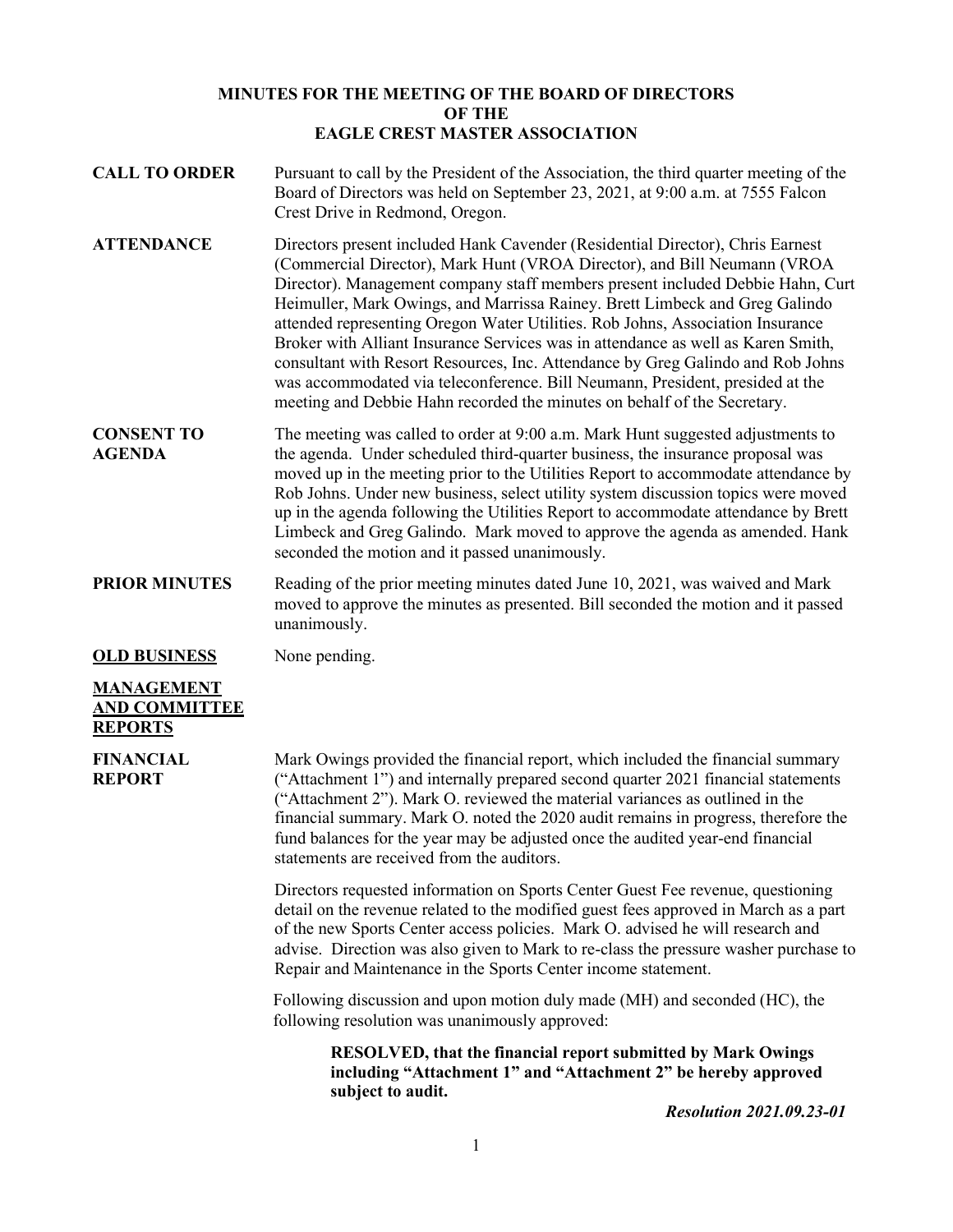# MINUTES FOR THE MEETING OF THE BOARD OF DIRECTORS OF THE EAGLE CREST MASTER ASSOCIATION

**CALL TO ORDER**

Pursuant to call by the President of the Association, the third quarter meeting of the Board of Directors was held on September 23, 2021, at 9:00 a.m. at 7555 Falcon Crest Drive in Redmond, Oregon.

**ATTENDANCE**

Directors present included Hank Cavender (Residential Director), Chris Earnest (Commercial Director), Mark Hunt (VROA Director), and Bill Neumann (VROA Director). Management company staff members present included Debbie Hahn, Curt Heimuller, Mark Owings, and Marrissa Rainey. Brett Limbeck and Greg Galindo attended representing Oregon Water Utilities. Rob Johns, Association Insurance Broker with Alliant Insurance Services was in attendance as well as Karen Smith, consultant with Resort Resources, Inc. Attendance by Greg Galindo and Rob Johns was accommodated via teleconference. Bill Neumann, President, presided at the meeting and Debbie Hahn recorded the minutes on behalf of the Secretary.

**CONSENT TO AGENDA**

The meeting was called to order at 9:00 a.m. Mark Hunt suggested adjustments to the agenda. Under scheduled third-quarter business, the insurance proposal was moved up in the meeting prior to the Utilities Report to accommodate attendance by Rob Johns. Under new business, select utility system discussion topics were moved up in the agenda following the Utilities Report to accommodate attendance by Brett Limbeck and Greg Galindo. Mark moved to approve the agenda as amended. Hank seconded the motion and it passed unanimously.

**PRIOR MINUTES**

Reading of the prior meeting minutes dated June 10, 2021, was waived and Mark moved to approve the minutes as presented. Bill seconded the motion and it passed unanimously.

**OLD BUSINESS**

None pending.

**MANAGEMENT AND COMMITTEE REPORTS**

**FINANCIAL REPORT**

Mark Owings provided the financial report, which included the financial summary ("Attachment 1") and internally prepared second quarter 2021 financial statements ("Attachment 2"). Mark O. reviewed the material variances as outlined in the financial summary. Mark O. noted the 2020 audit remains in progress, therefore the fund balances for the year may be adjusted once the audited year-end financial statements are received from the auditors.

Directors requested information on Sports Center Guest Fee revenue, questioning detail on the revenue related to the modified guest fees approved in March as a part of the new Sports Center access policies. Mark O. advised he will research and advise. Direction was also given to Mark to re-class the pressure washer purchase to Repair and Maintenance in the Sports Center income statement.

Following discussion and upon motion duly made (MH) and seconded (HC), the following resolution was unanimously approved:

> **RESOLVED, that the financial report submitted by Mark Owings including "Attachment 1" and "Attachment 2" be hereby approved subject to audit.**

***Resolution 2021.09.23-01***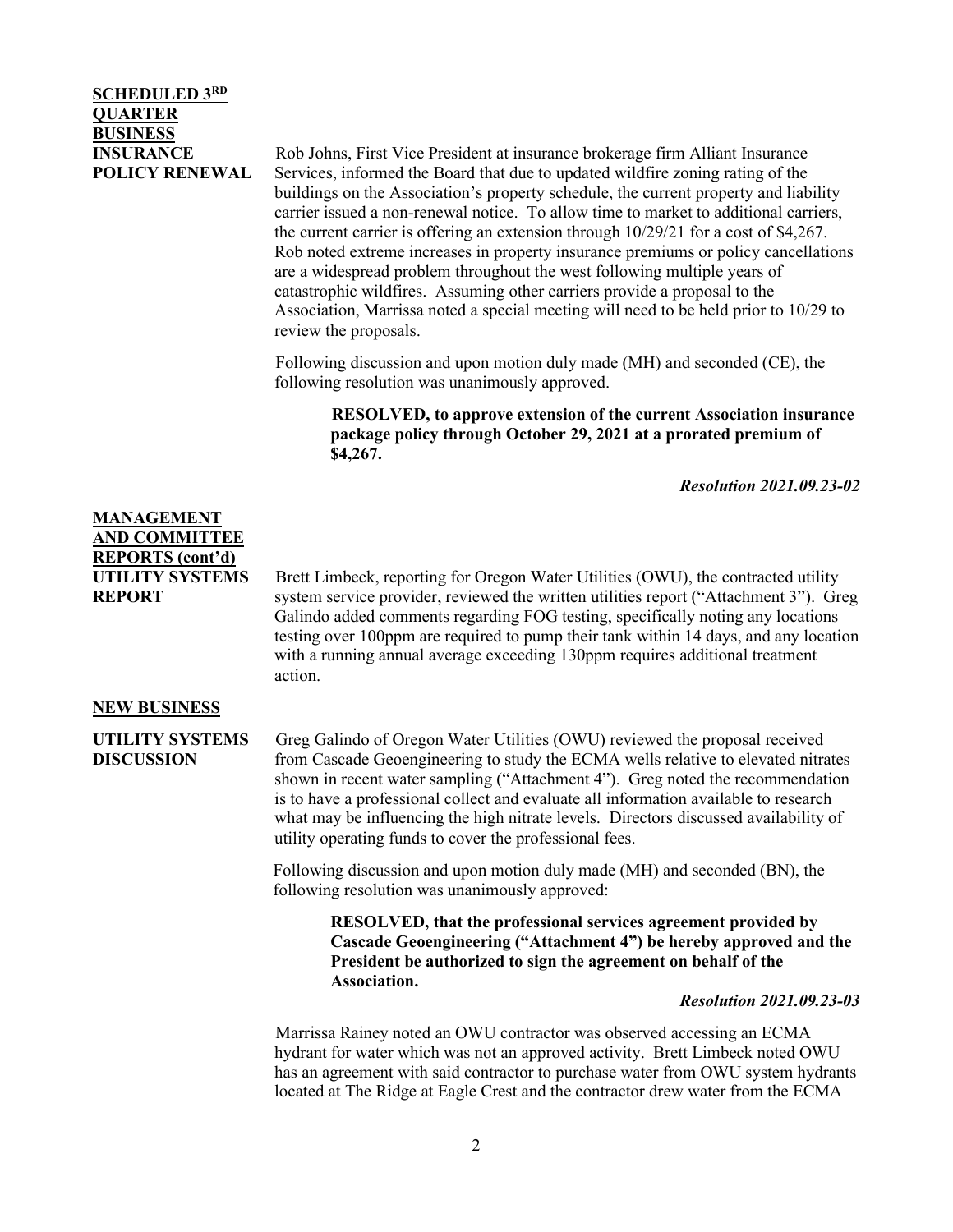**SCHEDULED 3RD QUARTER BUSINESS**

**INSURANCE POLICY RENEWAL**

Rob Johns, First Vice President at insurance brokerage firm Alliant Insurance Services, informed the Board that due to updated wildfire zoning rating of the buildings on the Association's property schedule, the current property and liability carrier issued a non-renewal notice. To allow time to market to additional carriers, the current carrier is offering an extension through 10/29/21 for a cost of $4,267. Rob noted extreme increases in property insurance premiums or policy cancellations are a widespread problem throughout the west following multiple years of catastrophic wildfires. Assuming other carriers provide a proposal to the Association, Marrissa noted a special meeting will need to be held prior to 10/29 to review the proposals.

Following discussion and upon motion duly made (MH) and seconded (CE), the following resolution was unanimously approved.

> **RESOLVED, to approve extension of the current Association insurance package policy through October 29, 2021 at a prorated premium of $4,267.**

***Resolution 2021.09.23-02***

**MANAGEMENT AND COMMITTEE REPORTS (cont'd)**

**UTILITY SYSTEMS REPORT**

Brett Limbeck, reporting for Oregon Water Utilities (OWU), the contracted utility system service provider, reviewed the written utilities report ("Attachment 3"). Greg Galindo added comments regarding FOG testing, specifically noting any locations testing over 100ppm are required to pump their tank within 14 days, and any location with a running annual average exceeding 130ppm requires additional treatment action.

**NEW BUSINESS**

**UTILITY SYSTEMS DISCUSSION**

Greg Galindo of Oregon Water Utilities (OWU) reviewed the proposal received from Cascade Geoengineering to study the ECMA wells relative to elevated nitrates shown in recent water sampling ("Attachment 4"). Greg noted the recommendation is to have a professional collect and evaluate all information available to research what may be influencing the high nitrate levels. Directors discussed availability of utility operating funds to cover the professional fees.

Following discussion and upon motion duly made (MH) and seconded (BN), the following resolution was unanimously approved:

> **RESOLVED, that the professional services agreement provided by Cascade Geoengineering ("Attachment 4") be hereby approved and the President be authorized to sign the agreement on behalf of the Association.**

***Resolution 2021.09.23-03***

Marrissa Rainey noted an OWU contractor was observed accessing an ECMA hydrant for water which was not an approved activity. Brett Limbeck noted OWU has an agreement with said contractor to purchase water from OWU system hydrants located at The Ridge at Eagle Crest and the contractor drew water from the ECMA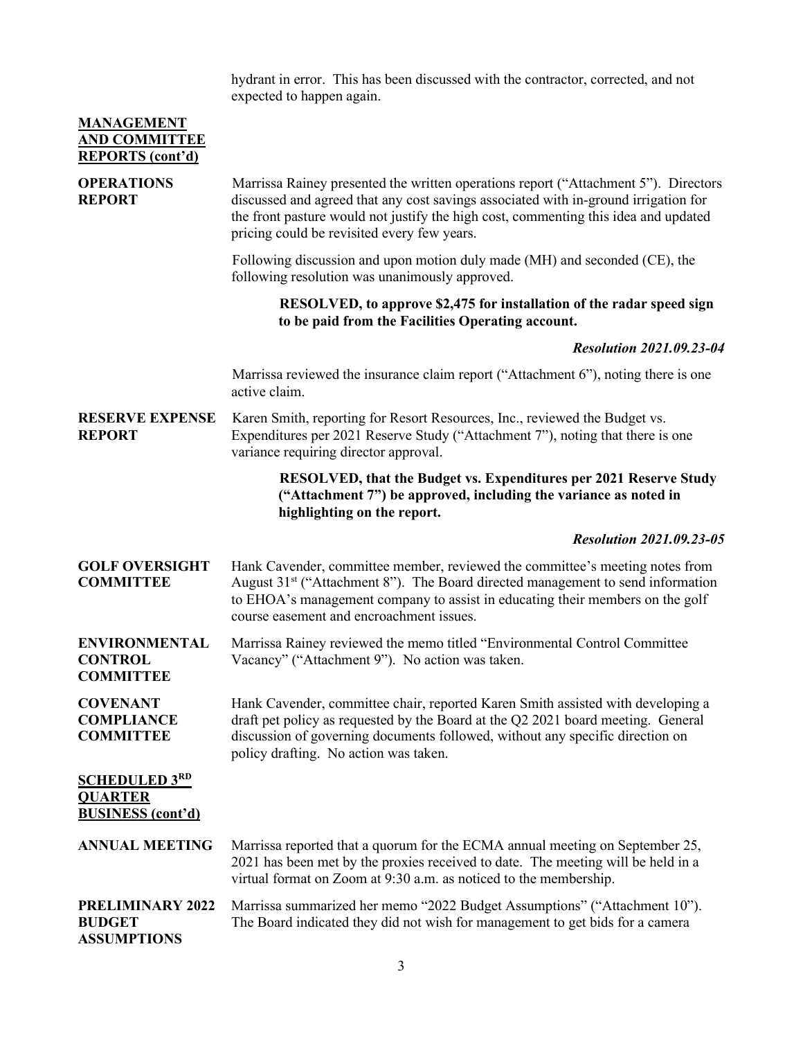hydrant in error. This has been discussed with the contractor, corrected, and not expected to happen again.

**MANAGEMENT AND COMMITTEE REPORTS (cont'd)**

**OPERATIONS REPORT**

Marrissa Rainey presented the written operations report ("Attachment 5"). Directors discussed and agreed that any cost savings associated with in-ground irrigation for the front pasture would not justify the high cost, commenting this idea and updated pricing could be revisited every few years.

Following discussion and upon motion duly made (MH) and seconded (CE), the following resolution was unanimously approved.

> **RESOLVED, to approve \$2,475 for installation of the radar speed sign to be paid from the Facilities Operating account.**

***Resolution 2021.09.23-04***

Marrissa reviewed the insurance claim report ("Attachment 6"), noting there is one active claim.

**RESERVE EXPENSE REPORT**

Karen Smith, reporting for Resort Resources, Inc., reviewed the Budget vs. Expenditures per 2021 Reserve Study ("Attachment 7"), noting that there is one variance requiring director approval.

> **RESOLVED, that the Budget vs. Expenditures per 2021 Reserve Study ("Attachment 7") be approved, including the variance as noted in highlighting on the report.**

***Resolution 2021.09.23-05***

**GOLF OVERSIGHT COMMITTEE**

Hank Cavender, committee member, reviewed the committee's meeting notes from August 31st ("Attachment 8"). The Board directed management to send information to EHOA's management company to assist in educating their members on the golf course easement and encroachment issues.

**ENVIRONMENTAL CONTROL COMMITTEE**

Marrissa Rainey reviewed the memo titled "Environmental Control Committee Vacancy" ("Attachment 9"). No action was taken.

**COVENANT COMPLIANCE COMMITTEE**

Hank Cavender, committee chair, reported Karen Smith assisted with developing a draft pet policy as requested by the Board at the Q2 2021 board meeting. General discussion of governing documents followed, without any specific direction on policy drafting. No action was taken.

**SCHEDULED 3RD QUARTER BUSINESS (cont'd)**

**ANNUAL MEETING**

Marrissa reported that a quorum for the ECMA annual meeting on September 25, 2021 has been met by the proxies received to date. The meeting will be held in a virtual format on Zoom at 9:30 a.m. as noticed to the membership.

**PRELIMINARY 2022 BUDGET ASSUMPTIONS**

Marrissa summarized her memo "2022 Budget Assumptions" ("Attachment 10"). The Board indicated they did not wish for management to get bids for a camera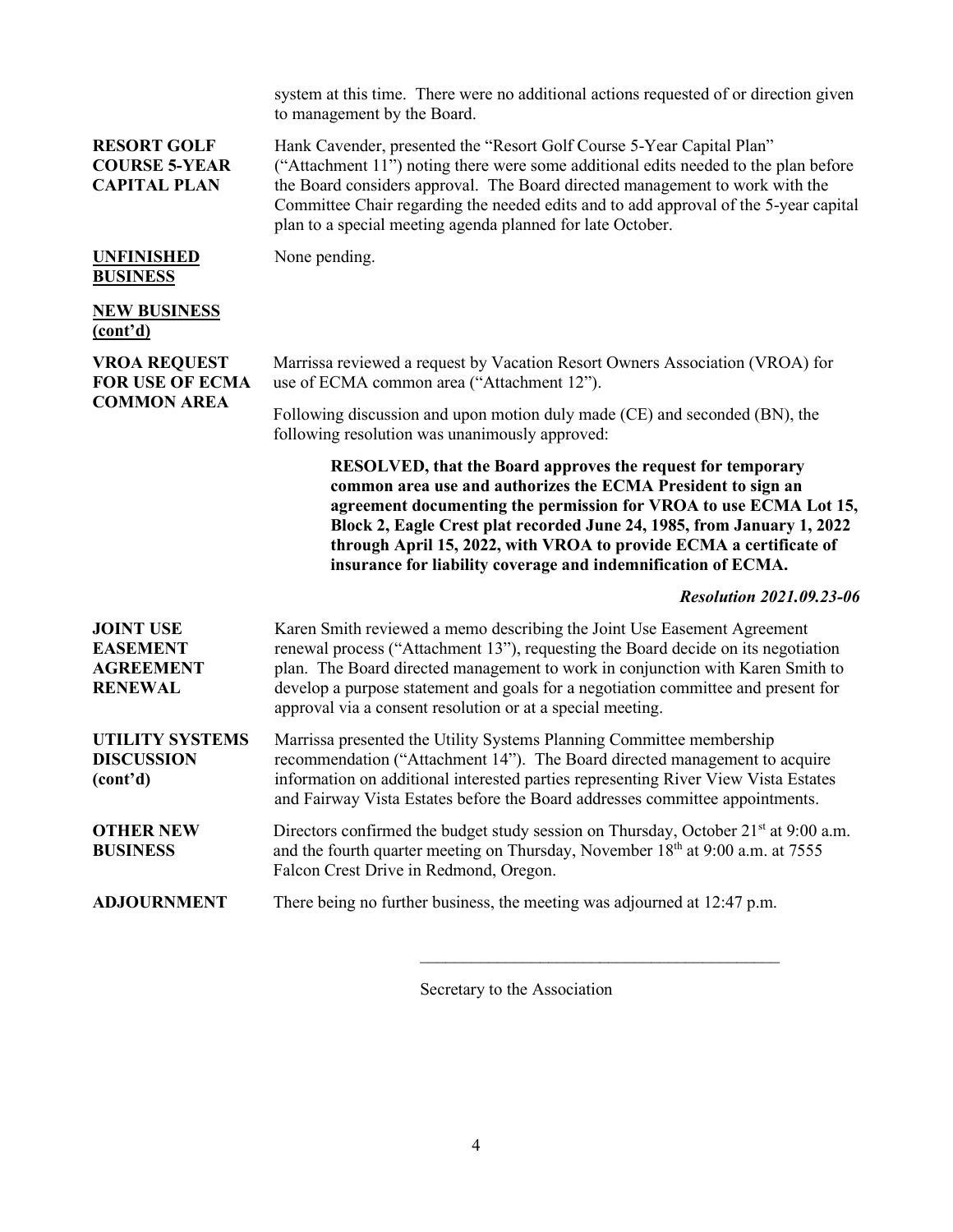system at this time. There were no additional actions requested of or direction given to management by the Board.

**RESORT GOLF COURSE 5-YEAR CAPITAL PLAN**

Hank Cavender, presented the "Resort Golf Course 5-Year Capital Plan" ("Attachment 11") noting there were some additional edits needed to the plan before the Board considers approval. The Board directed management to work with the Committee Chair regarding the needed edits and to add approval of the 5-year capital plan to a special meeting agenda planned for late October.

**UNFINISHED BUSINESS**

None pending.

**NEW BUSINESS (cont'd)**

**VROA REQUEST FOR USE OF ECMA COMMON AREA**

Marrissa reviewed a request by Vacation Resort Owners Association (VROA) for use of ECMA common area ("Attachment 12").

Following discussion and upon motion duly made (CE) and seconded (BN), the following resolution was unanimously approved:

> **RESOLVED, that the Board approves the request for temporary common area use and authorizes the ECMA President to sign an agreement documenting the permission for VROA to use ECMA Lot 15, Block 2, Eagle Crest plat recorded June 24, 1985, from January 1, 2022 through April 15, 2022, with VROA to provide ECMA a certificate of insurance for liability coverage and indemnification of ECMA.**

***Resolution 2021.09.23-06***

**JOINT USE EASEMENT AGREEMENT RENEWAL**

Karen Smith reviewed a memo describing the Joint Use Easement Agreement renewal process ("Attachment 13"), requesting the Board decide on its negotiation plan. The Board directed management to work in conjunction with Karen Smith to develop a purpose statement and goals for a negotiation committee and present for approval via a consent resolution or at a special meeting.

**UTILITY SYSTEMS DISCUSSION (cont'd)**

Marrissa presented the Utility Systems Planning Committee membership recommendation ("Attachment 14"). The Board directed management to acquire information on additional interested parties representing River View Vista Estates and Fairway Vista Estates before the Board addresses committee appointments.

**OTHER NEW BUSINESS**

Directors confirmed the budget study session on Thursday, October 21st at 9:00 a.m. and the fourth quarter meeting on Thursday, November 18th at 9:00 a.m. at 7555 Falcon Crest Drive in Redmond, Oregon.

**ADJOURNMENT**

There being no further business, the meeting was adjourned at 12:47 p.m.

\_\_\_\_\_\_\_\_\_\_\_\_\_\_\_\_\_\_\_\_\_\_\_\_\_\_\_\_\_\_\_\_\_\_\_\_\_\_\_\_\_\_

Secretary to the Association